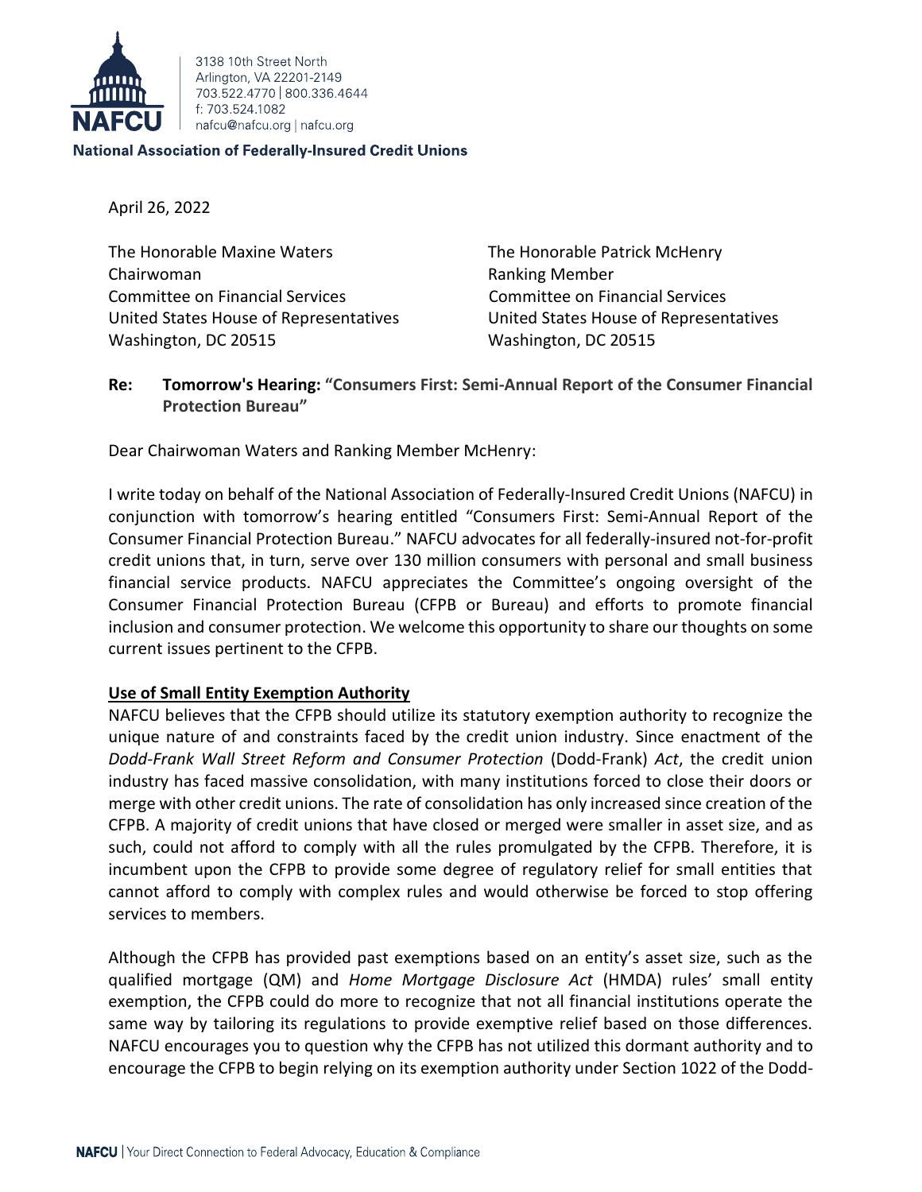3138 10th Street North
Arlington, VA 22201-2149
703.522.4770 | 800.336.4644
f: 703.524.1082
nafcu@nafcu.org | nafcu.org

**National Association of Federally-Insured Credit Unions**

April 26, 2022

The Honorable Maxine Waters
Chairwoman
Committee on Financial Services
United States House of Representatives
Washington, DC 20515

The Honorable Patrick McHenry
Ranking Member
Committee on Financial Services
United States House of Representatives
Washington, DC 20515

**Re: Tomorrow's Hearing: "Consumers First: Semi-Annual Report of the Consumer Financial Protection Bureau"**

Dear Chairwoman Waters and Ranking Member McHenry:

I write today on behalf of the National Association of Federally-Insured Credit Unions (NAFCU) in conjunction with tomorrow's hearing entitled "Consumers First: Semi-Annual Report of the Consumer Financial Protection Bureau." NAFCU advocates for all federally-insured not-for-profit credit unions that, in turn, serve over 130 million consumers with personal and small business financial service products. NAFCU appreciates the Committee's ongoing oversight of the Consumer Financial Protection Bureau (CFPB or Bureau) and efforts to promote financial inclusion and consumer protection. We welcome this opportunity to share our thoughts on some current issues pertinent to the CFPB.

**Use of Small Entity Exemption Authority**

NAFCU believes that the CFPB should utilize its statutory exemption authority to recognize the unique nature of and constraints faced by the credit union industry. Since enactment of the *Dodd-Frank Wall Street Reform and Consumer Protection* (Dodd-Frank) *Act*, the credit union industry has faced massive consolidation, with many institutions forced to close their doors or merge with other credit unions. The rate of consolidation has only increased since creation of the CFPB. A majority of credit unions that have closed or merged were smaller in asset size, and as such, could not afford to comply with all the rules promulgated by the CFPB. Therefore, it is incumbent upon the CFPB to provide some degree of regulatory relief for small entities that cannot afford to comply with complex rules and would otherwise be forced to stop offering services to members.

Although the CFPB has provided past exemptions based on an entity's asset size, such as the qualified mortgage (QM) and *Home Mortgage Disclosure Act* (HMDA) rules' small entity exemption, the CFPB could do more to recognize that not all financial institutions operate the same way by tailoring its regulations to provide exemptive relief based on those differences. NAFCU encourages you to question why the CFPB has not utilized this dormant authority and to encourage the CFPB to begin relying on its exemption authority under Section 1022 of the Dodd-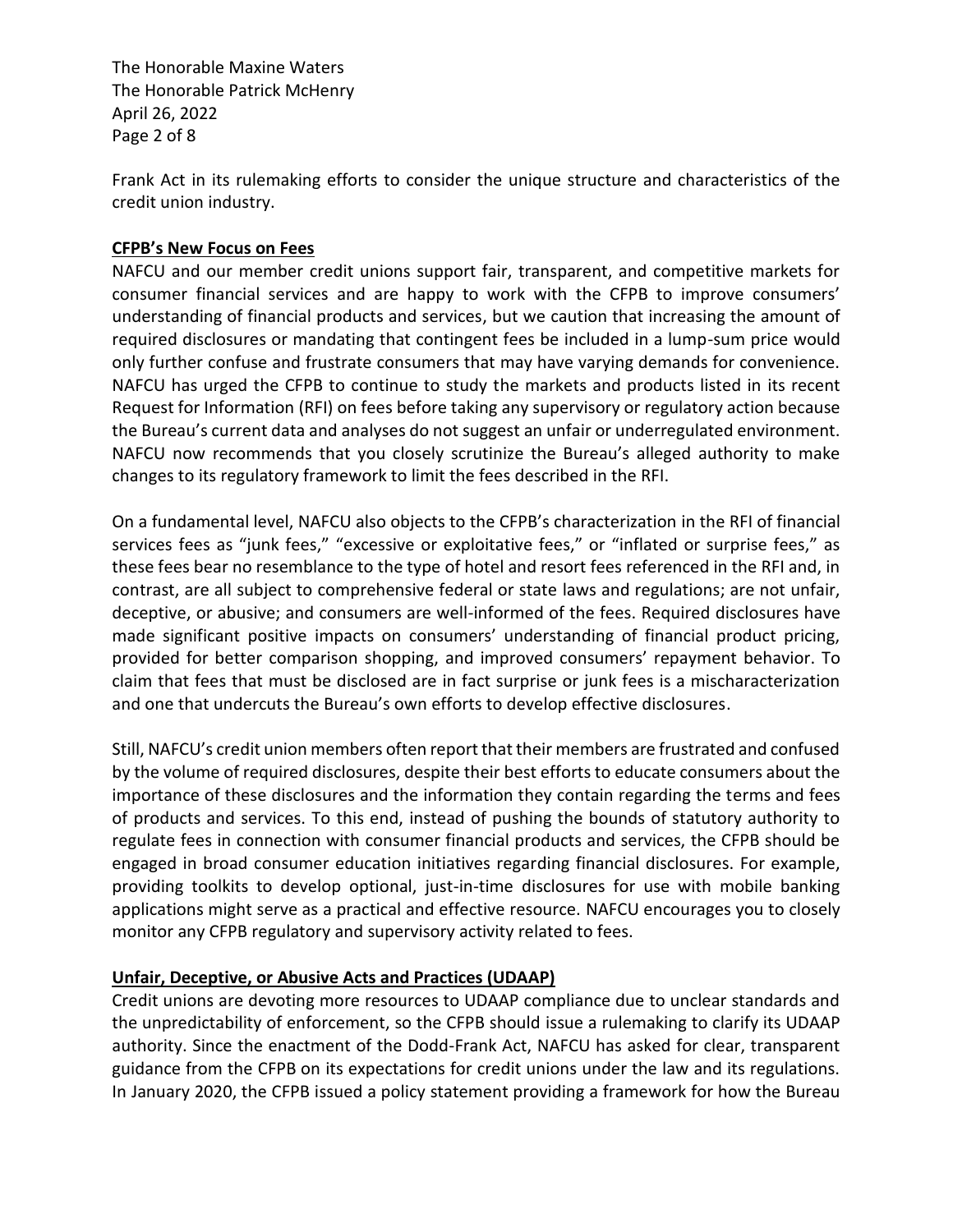Frank Act in its rulemaking efforts to consider the unique structure and characteristics of the credit union industry.

**CFPB's New Focus on Fees**

NAFCU and our member credit unions support fair, transparent, and competitive markets for consumer financial services and are happy to work with the CFPB to improve consumers' understanding of financial products and services, but we caution that increasing the amount of required disclosures or mandating that contingent fees be included in a lump-sum price would only further confuse and frustrate consumers that may have varying demands for convenience. NAFCU has urged the CFPB to continue to study the markets and products listed in its recent Request for Information (RFI) on fees before taking any supervisory or regulatory action because the Bureau's current data and analyses do not suggest an unfair or underregulated environment. NAFCU now recommends that you closely scrutinize the Bureau's alleged authority to make changes to its regulatory framework to limit the fees described in the RFI.

On a fundamental level, NAFCU also objects to the CFPB's characterization in the RFI of financial services fees as "junk fees," "excessive or exploitative fees," or "inflated or surprise fees," as these fees bear no resemblance to the type of hotel and resort fees referenced in the RFI and, in contrast, are all subject to comprehensive federal or state laws and regulations; are not unfair, deceptive, or abusive; and consumers are well-informed of the fees. Required disclosures have made significant positive impacts on consumers' understanding of financial product pricing, provided for better comparison shopping, and improved consumers' repayment behavior. To claim that fees that must be disclosed are in fact surprise or junk fees is a mischaracterization and one that undercuts the Bureau's own efforts to develop effective disclosures.

Still, NAFCU's credit union members often report that their members are frustrated and confused by the volume of required disclosures, despite their best efforts to educate consumers about the importance of these disclosures and the information they contain regarding the terms and fees of products and services. To this end, instead of pushing the bounds of statutory authority to regulate fees in connection with consumer financial products and services, the CFPB should be engaged in broad consumer education initiatives regarding financial disclosures. For example, providing toolkits to develop optional, just-in-time disclosures for use with mobile banking applications might serve as a practical and effective resource. NAFCU encourages you to closely monitor any CFPB regulatory and supervisory activity related to fees.

**Unfair, Deceptive, or Abusive Acts and Practices (UDAAP)**

Credit unions are devoting more resources to UDAAP compliance due to unclear standards and the unpredictability of enforcement, so the CFPB should issue a rulemaking to clarify its UDAAP authority. Since the enactment of the Dodd-Frank Act, NAFCU has asked for clear, transparent guidance from the CFPB on its expectations for credit unions under the law and its regulations. In January 2020, the CFPB issued a policy statement providing a framework for how the Bureau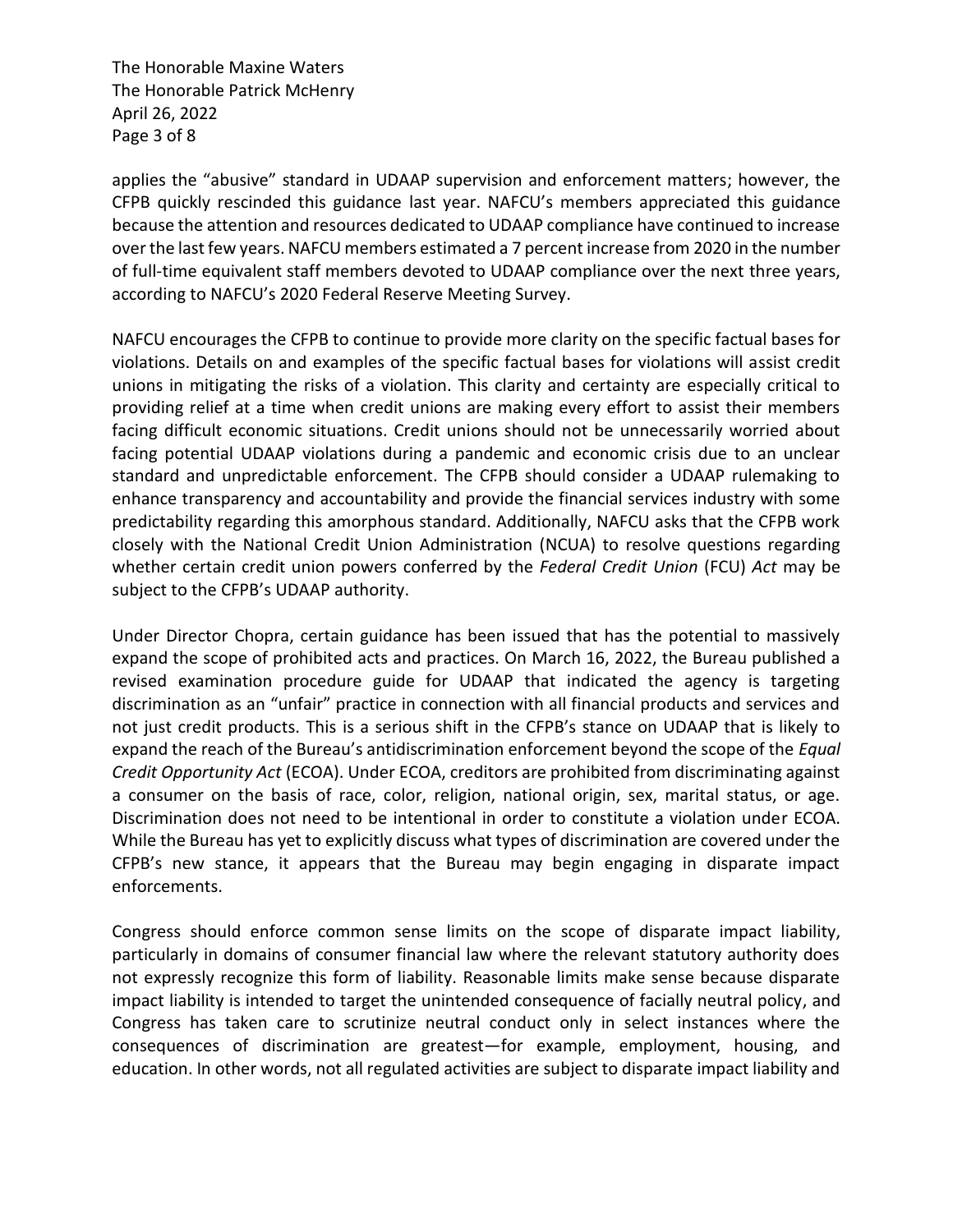applies the "abusive" standard in UDAAP supervision and enforcement matters; however, the CFPB quickly rescinded this guidance last year. NAFCU's members appreciated this guidance because the attention and resources dedicated to UDAAP compliance have continued to increase over the last few years. NAFCU members estimated a 7 percent increase from 2020 in the number of full-time equivalent staff members devoted to UDAAP compliance over the next three years, according to NAFCU's 2020 Federal Reserve Meeting Survey.

NAFCU encourages the CFPB to continue to provide more clarity on the specific factual bases for violations. Details on and examples of the specific factual bases for violations will assist credit unions in mitigating the risks of a violation. This clarity and certainty are especially critical to providing relief at a time when credit unions are making every effort to assist their members facing difficult economic situations. Credit unions should not be unnecessarily worried about facing potential UDAAP violations during a pandemic and economic crisis due to an unclear standard and unpredictable enforcement. The CFPB should consider a UDAAP rulemaking to enhance transparency and accountability and provide the financial services industry with some predictability regarding this amorphous standard. Additionally, NAFCU asks that the CFPB work closely with the National Credit Union Administration (NCUA) to resolve questions regarding whether certain credit union powers conferred by the *Federal Credit Union* (FCU) *Act* may be subject to the CFPB's UDAAP authority.

Under Director Chopra, certain guidance has been issued that has the potential to massively expand the scope of prohibited acts and practices. On March 16, 2022, the Bureau published a revised examination procedure guide for UDAAP that indicated the agency is targeting discrimination as an "unfair" practice in connection with all financial products and services and not just credit products. This is a serious shift in the CFPB's stance on UDAAP that is likely to expand the reach of the Bureau's antidiscrimination enforcement beyond the scope of the *Equal Credit Opportunity Act* (ECOA). Under ECOA, creditors are prohibited from discriminating against a consumer on the basis of race, color, religion, national origin, sex, marital status, or age. Discrimination does not need to be intentional in order to constitute a violation under ECOA. While the Bureau has yet to explicitly discuss what types of discrimination are covered under the CFPB's new stance, it appears that the Bureau may begin engaging in disparate impact enforcements.

Congress should enforce common sense limits on the scope of disparate impact liability, particularly in domains of consumer financial law where the relevant statutory authority does not expressly recognize this form of liability. Reasonable limits make sense because disparate impact liability is intended to target the unintended consequence of facially neutral policy, and Congress has taken care to scrutinize neutral conduct only in select instances where the consequences of discrimination are greatest—for example, employment, housing, and education. In other words, not all regulated activities are subject to disparate impact liability and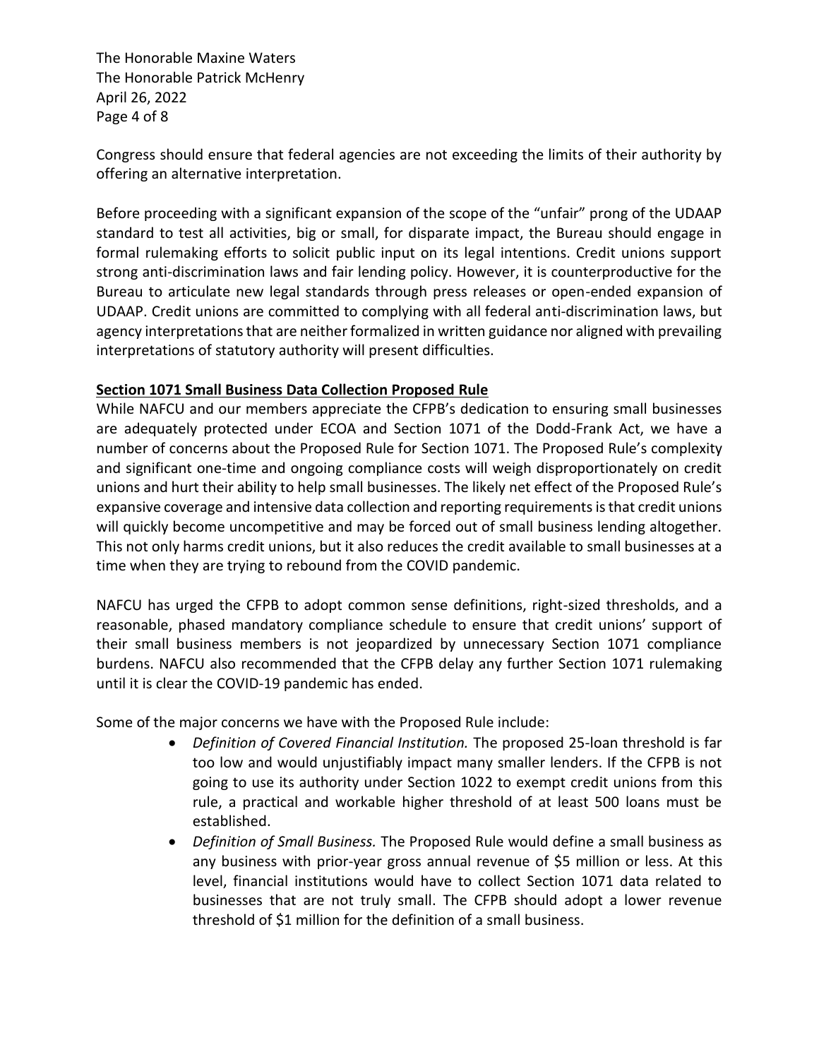Congress should ensure that federal agencies are not exceeding the limits of their authority by offering an alternative interpretation.

Before proceeding with a significant expansion of the scope of the "unfair" prong of the UDAAP standard to test all activities, big or small, for disparate impact, the Bureau should engage in formal rulemaking efforts to solicit public input on its legal intentions. Credit unions support strong anti-discrimination laws and fair lending policy. However, it is counterproductive for the Bureau to articulate new legal standards through press releases or open-ended expansion of UDAAP. Credit unions are committed to complying with all federal anti-discrimination laws, but agency interpretations that are neither formalized in written guidance nor aligned with prevailing interpretations of statutory authority will present difficulties.

**Section 1071 Small Business Data Collection Proposed Rule**

While NAFCU and our members appreciate the CFPB's dedication to ensuring small businesses are adequately protected under ECOA and Section 1071 of the Dodd-Frank Act, we have a number of concerns about the Proposed Rule for Section 1071. The Proposed Rule's complexity and significant one-time and ongoing compliance costs will weigh disproportionately on credit unions and hurt their ability to help small businesses. The likely net effect of the Proposed Rule's expansive coverage and intensive data collection and reporting requirements is that credit unions will quickly become uncompetitive and may be forced out of small business lending altogether. This not only harms credit unions, but it also reduces the credit available to small businesses at a time when they are trying to rebound from the COVID pandemic.

NAFCU has urged the CFPB to adopt common sense definitions, right-sized thresholds, and a reasonable, phased mandatory compliance schedule to ensure that credit unions' support of their small business members is not jeopardized by unnecessary Section 1071 compliance burdens. NAFCU also recommended that the CFPB delay any further Section 1071 rulemaking until it is clear the COVID-19 pandemic has ended.

Some of the major concerns we have with the Proposed Rule include:

- *Definition of Covered Financial Institution.* The proposed 25-loan threshold is far too low and would unjustifiably impact many smaller lenders. If the CFPB is not going to use its authority under Section 1022 to exempt credit unions from this rule, a practical and workable higher threshold of at least 500 loans must be established.
- *Definition of Small Business.* The Proposed Rule would define a small business as any business with prior-year gross annual revenue of $5 million or less. At this level, financial institutions would have to collect Section 1071 data related to businesses that are not truly small. The CFPB should adopt a lower revenue threshold of $1 million for the definition of a small business.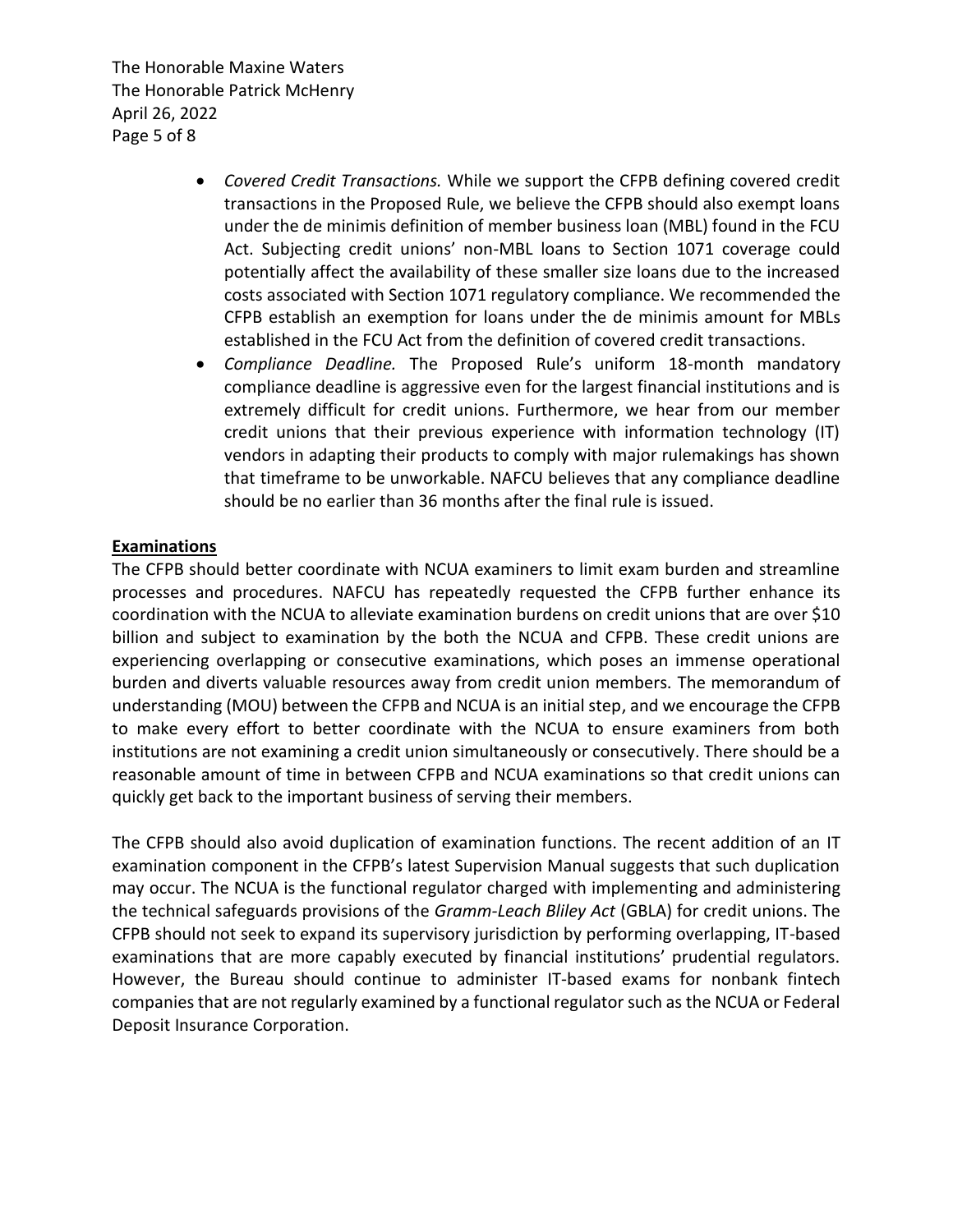- *Covered Credit Transactions.* While we support the CFPB defining covered credit transactions in the Proposed Rule, we believe the CFPB should also exempt loans under the de minimis definition of member business loan (MBL) found in the FCU Act. Subjecting credit unions' non-MBL loans to Section 1071 coverage could potentially affect the availability of these smaller size loans due to the increased costs associated with Section 1071 regulatory compliance. We recommended the CFPB establish an exemption for loans under the de minimis amount for MBLs established in the FCU Act from the definition of covered credit transactions.
- *Compliance Deadline.* The Proposed Rule's uniform 18-month mandatory compliance deadline is aggressive even for the largest financial institutions and is extremely difficult for credit unions. Furthermore, we hear from our member credit unions that their previous experience with information technology (IT) vendors in adapting their products to comply with major rulemakings has shown that timeframe to be unworkable. NAFCU believes that any compliance deadline should be no earlier than 36 months after the final rule is issued.

**Examinations**

The CFPB should better coordinate with NCUA examiners to limit exam burden and streamline processes and procedures. NAFCU has repeatedly requested the CFPB further enhance its coordination with the NCUA to alleviate examination burdens on credit unions that are over $10 billion and subject to examination by the both the NCUA and CFPB. These credit unions are experiencing overlapping or consecutive examinations, which poses an immense operational burden and diverts valuable resources away from credit union members. The memorandum of understanding (MOU) between the CFPB and NCUA is an initial step, and we encourage the CFPB to make every effort to better coordinate with the NCUA to ensure examiners from both institutions are not examining a credit union simultaneously or consecutively. There should be a reasonable amount of time in between CFPB and NCUA examinations so that credit unions can quickly get back to the important business of serving their members.

The CFPB should also avoid duplication of examination functions. The recent addition of an IT examination component in the CFPB's latest Supervision Manual suggests that such duplication may occur. The NCUA is the functional regulator charged with implementing and administering the technical safeguards provisions of the *Gramm-Leach Bliley Act* (GBLA) for credit unions. The CFPB should not seek to expand its supervisory jurisdiction by performing overlapping, IT-based examinations that are more capably executed by financial institutions' prudential regulators. However, the Bureau should continue to administer IT-based exams for nonbank fintech companies that are not regularly examined by a functional regulator such as the NCUA or Federal Deposit Insurance Corporation.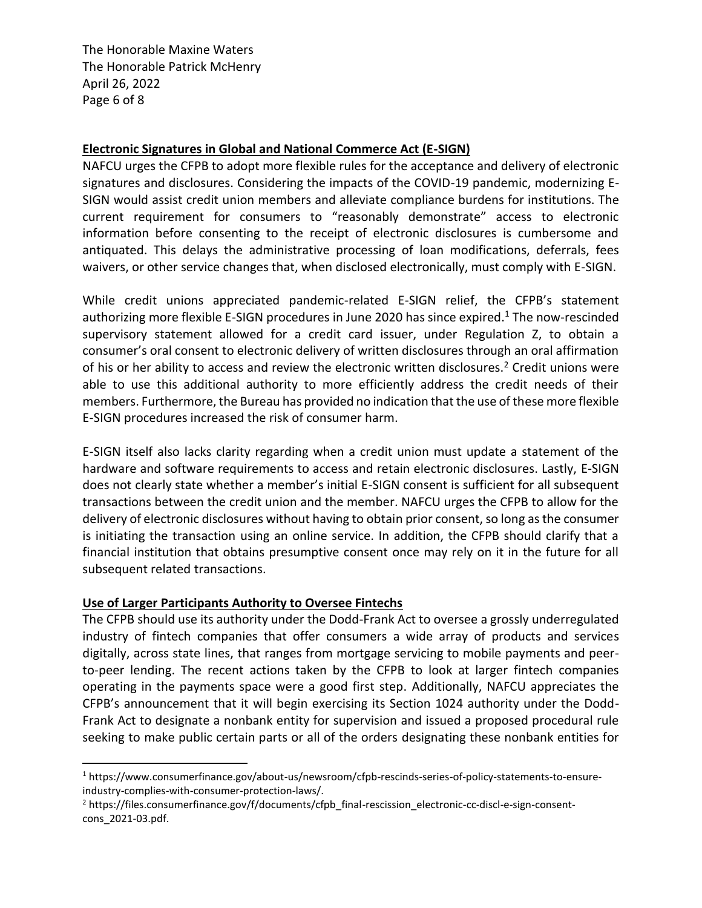## Electronic Signatures in Global and National Commerce Act (E-SIGN)

NAFCU urges the CFPB to adopt more flexible rules for the acceptance and delivery of electronic signatures and disclosures. Considering the impacts of the COVID-19 pandemic, modernizing E-SIGN would assist credit union members and alleviate compliance burdens for institutions. The current requirement for consumers to "reasonably demonstrate" access to electronic information before consenting to the receipt of electronic disclosures is cumbersome and antiquated. This delays the administrative processing of loan modifications, deferrals, fees waivers, or other service changes that, when disclosed electronically, must comply with E-SIGN.

While credit unions appreciated pandemic-related E-SIGN relief, the CFPB's statement authorizing more flexible E-SIGN procedures in June 2020 has since expired.[1] The now-rescinded supervisory statement allowed for a credit card issuer, under Regulation Z, to obtain a consumer's oral consent to electronic delivery of written disclosures through an oral affirmation of his or her ability to access and review the electronic written disclosures.[2] Credit unions were able to use this additional authority to more efficiently address the credit needs of their members. Furthermore, the Bureau has provided no indication that the use of these more flexible E-SIGN procedures increased the risk of consumer harm.

E-SIGN itself also lacks clarity regarding when a credit union must update a statement of the hardware and software requirements to access and retain electronic disclosures. Lastly, E-SIGN does not clearly state whether a member's initial E-SIGN consent is sufficient for all subsequent transactions between the credit union and the member. NAFCU urges the CFPB to allow for the delivery of electronic disclosures without having to obtain prior consent, so long as the consumer is initiating the transaction using an online service. In addition, the CFPB should clarify that a financial institution that obtains presumptive consent once may rely on it in the future for all subsequent related transactions.

## Use of Larger Participants Authority to Oversee Fintechs

The CFPB should use its authority under the Dodd-Frank Act to oversee a grossly underregulated industry of fintech companies that offer consumers a wide array of products and services digitally, across state lines, that ranges from mortgage servicing to mobile payments and peer-to-peer lending. The recent actions taken by the CFPB to look at larger fintech companies operating in the payments space were a good first step. Additionally, NAFCU appreciates the CFPB's announcement that it will begin exercising its Section 1024 authority under the Dodd-Frank Act to designate a nonbank entity for supervision and issued a proposed procedural rule seeking to make public certain parts or all of the orders designating these nonbank entities for

---

[1] https://www.consumerfinance.gov/about-us/newsroom/cfpb-rescinds-series-of-policy-statements-to-ensure-industry-complies-with-consumer-protection-laws/.

[2] https://files.consumerfinance.gov/f/documents/cfpb_final-rescission_electronic-cc-discl-e-sign-consent-cons_2021-03.pdf.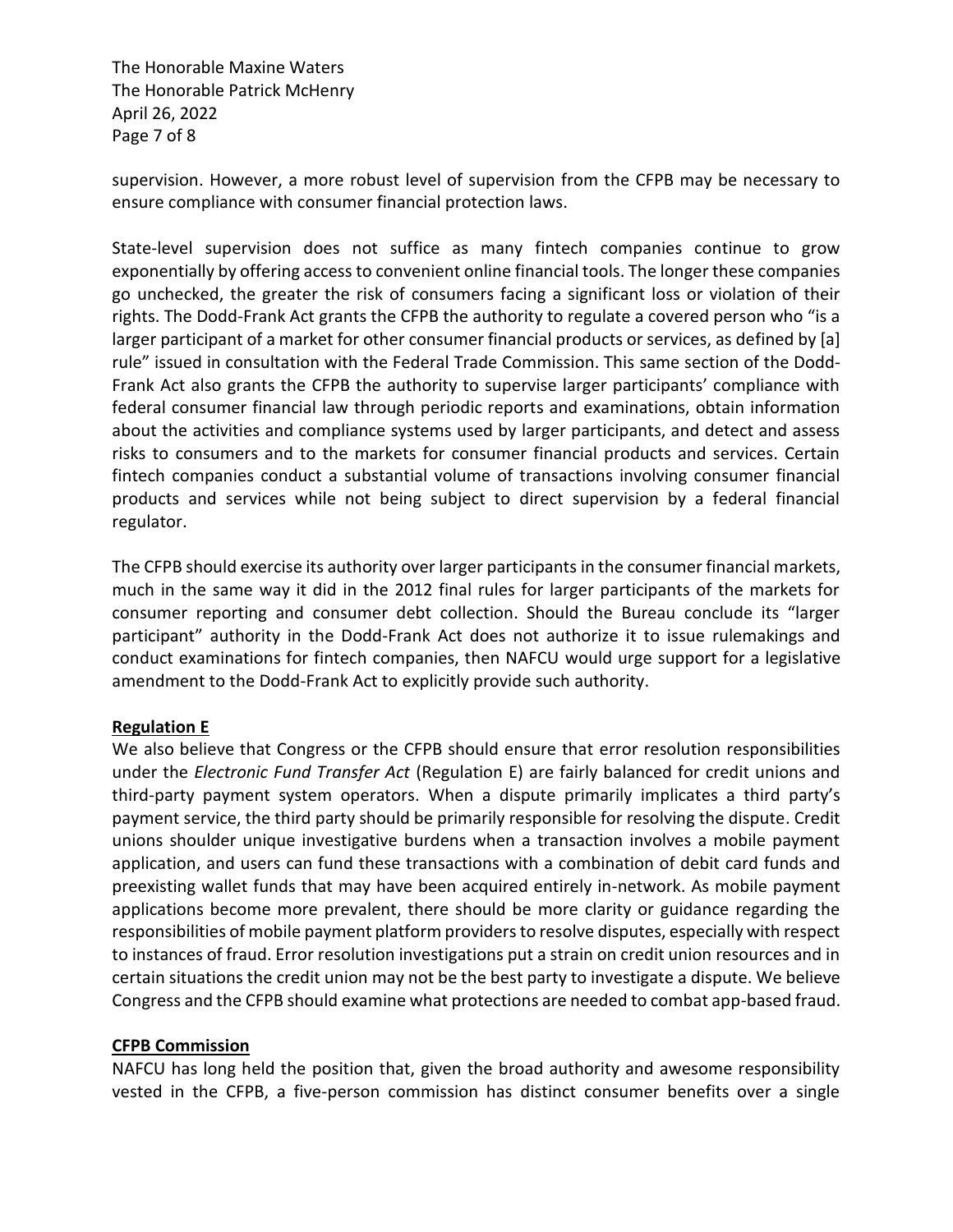supervision. However, a more robust level of supervision from the CFPB may be necessary to ensure compliance with consumer financial protection laws.

State-level supervision does not suffice as many fintech companies continue to grow exponentially by offering access to convenient online financial tools. The longer these companies go unchecked, the greater the risk of consumers facing a significant loss or violation of their rights. The Dodd-Frank Act grants the CFPB the authority to regulate a covered person who "is a larger participant of a market for other consumer financial products or services, as defined by [a] rule" issued in consultation with the Federal Trade Commission. This same section of the Dodd-Frank Act also grants the CFPB the authority to supervise larger participants' compliance with federal consumer financial law through periodic reports and examinations, obtain information about the activities and compliance systems used by larger participants, and detect and assess risks to consumers and to the markets for consumer financial products and services. Certain fintech companies conduct a substantial volume of transactions involving consumer financial products and services while not being subject to direct supervision by a federal financial regulator.

The CFPB should exercise its authority over larger participants in the consumer financial markets, much in the same way it did in the 2012 final rules for larger participants of the markets for consumer reporting and consumer debt collection. Should the Bureau conclude its "larger participant" authority in the Dodd-Frank Act does not authorize it to issue rulemakings and conduct examinations for fintech companies, then NAFCU would urge support for a legislative amendment to the Dodd-Frank Act to explicitly provide such authority.

**Regulation E**

We also believe that Congress or the CFPB should ensure that error resolution responsibilities under the *Electronic Fund Transfer Act* (Regulation E) are fairly balanced for credit unions and third-party payment system operators. When a dispute primarily implicates a third party's payment service, the third party should be primarily responsible for resolving the dispute. Credit unions shoulder unique investigative burdens when a transaction involves a mobile payment application, and users can fund these transactions with a combination of debit card funds and preexisting wallet funds that may have been acquired entirely in-network. As mobile payment applications become more prevalent, there should be more clarity or guidance regarding the responsibilities of mobile payment platform providers to resolve disputes, especially with respect to instances of fraud. Error resolution investigations put a strain on credit union resources and in certain situations the credit union may not be the best party to investigate a dispute. We believe Congress and the CFPB should examine what protections are needed to combat app-based fraud.

**CFPB Commission**

NAFCU has long held the position that, given the broad authority and awesome responsibility vested in the CFPB, a five-person commission has distinct consumer benefits over a single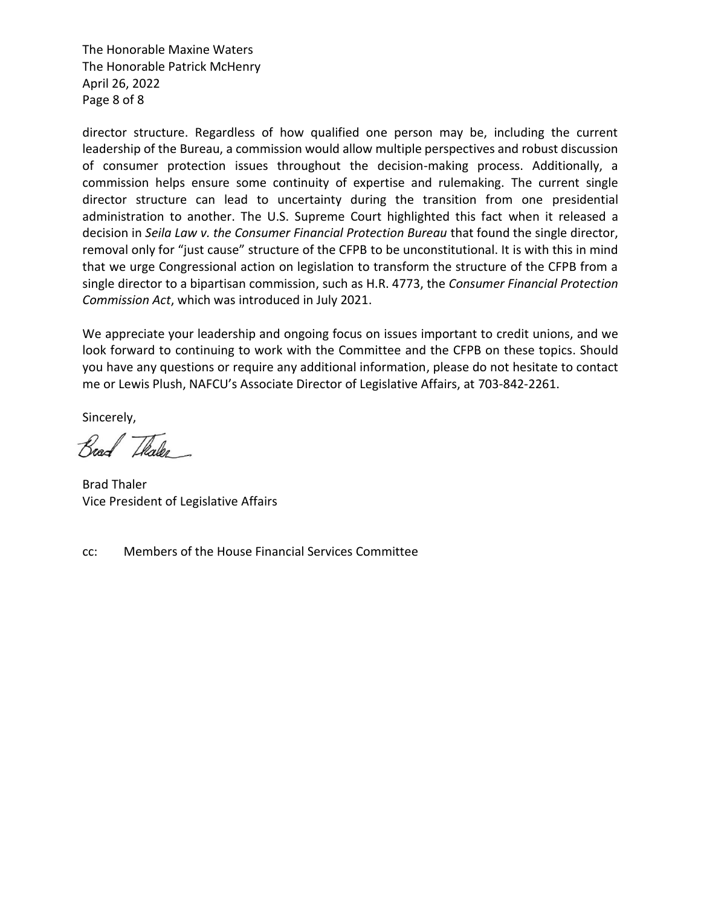director structure. Regardless of how qualified one person may be, including the current leadership of the Bureau, a commission would allow multiple perspectives and robust discussion of consumer protection issues throughout the decision-making process. Additionally, a commission helps ensure some continuity of expertise and rulemaking. The current single director structure can lead to uncertainty during the transition from one presidential administration to another. The U.S. Supreme Court highlighted this fact when it released a decision in *Seila Law v. the Consumer Financial Protection Bureau* that found the single director, removal only for "just cause" structure of the CFPB to be unconstitutional. It is with this in mind that we urge Congressional action on legislation to transform the structure of the CFPB from a single director to a bipartisan commission, such as H.R. 4773, the *Consumer Financial Protection Commission Act*, which was introduced in July 2021.

We appreciate your leadership and ongoing focus on issues important to credit unions, and we look forward to continuing to work with the Committee and the CFPB on these topics. Should you have any questions or require any additional information, please do not hesitate to contact me or Lewis Plush, NAFCU's Associate Director of Legislative Affairs, at 703-842-2261.

Sincerely,

Brad Thaler

Brad Thaler
Vice President of Legislative Affairs

cc: Members of the House Financial Services Committee